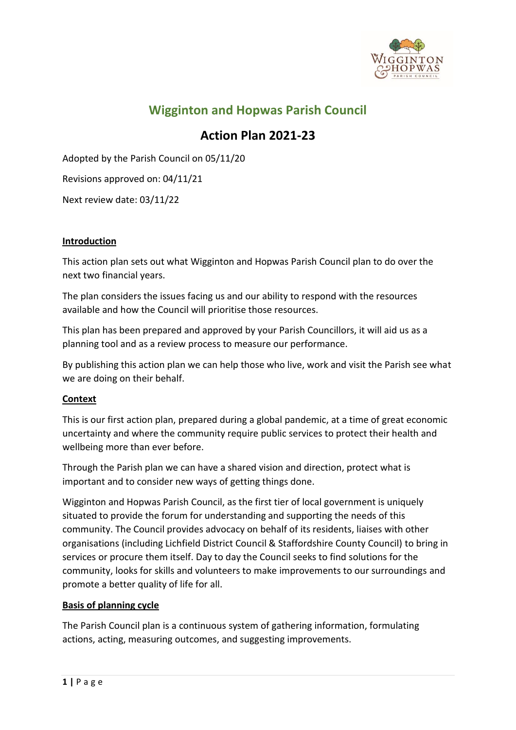# Wigginton and Hopwas Parish Council

## Action Plan 2021-23

Adopted by the Parish Council on 05/11/20

Revisions approved on: 04/11/21

Next review date: 03/11/22

**Introduction**

This action plan sets out what Wigginton and Hopwas Parish Council plan to do over the next two financial years.

The plan considers the issues facing us and our ability to respond with the resources available and how the Council will prioritise those resources.

This plan has been prepared and approved by your Parish Councillors, it will aid us as a planning tool and as a review process to measure our performance.

By publishing this action plan we can help those who live, work and visit the Parish see what we are doing on their behalf.

**Context**

This is our first action plan, prepared during a global pandemic, at a time of great economic uncertainty and where the community require public services to protect their health and wellbeing more than ever before.

Through the Parish plan we can have a shared vision and direction, protect what is important and to consider new ways of getting things done.

Wigginton and Hopwas Parish Council, as the first tier of local government is uniquely situated to provide the forum for understanding and supporting the needs of this community. The Council provides advocacy on behalf of its residents, liaises with other organisations (including Lichfield District Council & Staffordshire County Council) to bring in services or procure them itself. Day to day the Council seeks to find solutions for the community, looks for skills and volunteers to make improvements to our surroundings and promote a better quality of life for all.

**Basis of planning cycle**

The Parish Council plan is a continuous system of gathering information, formulating actions, acting, measuring outcomes, and suggesting improvements.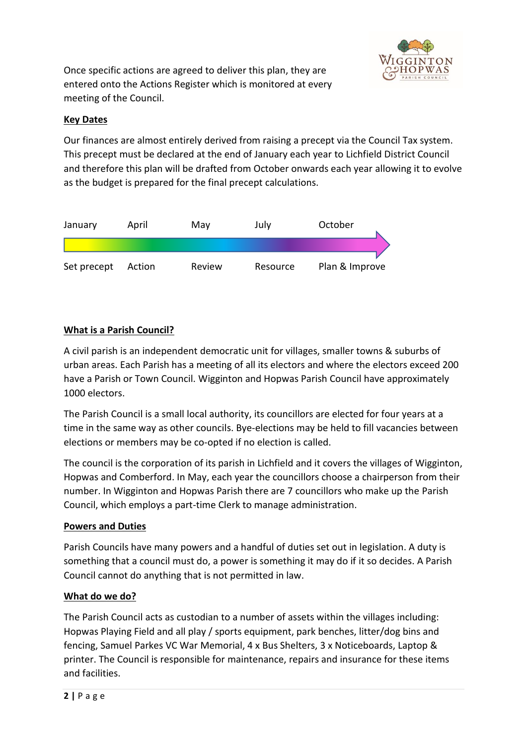Once specific actions are agreed to deliver this plan, they are entered onto the Actions Register which is monitored at every meeting of the Council.

## Key Dates

Our finances are almost entirely derived from raising a precept via the Council Tax system. This precept must be declared at the end of January each year to Lichfield District Council and therefore this plan will be drafted from October onwards each year allowing it to evolve as the budget is prepared for the final precept calculations.

| January | April | May | July | October |
|---|---|---|---|---|
| Set precept | Action | Review | Resource | Plan & Improve |

## What is a Parish Council?

A civil parish is an independent democratic unit for villages, smaller towns & suburbs of urban areas. Each Parish has a meeting of all its electors and where the electors exceed 200 have a Parish or Town Council. Wigginton and Hopwas Parish Council have approximately 1000 electors.

The Parish Council is a small local authority, its councillors are elected for four years at a time in the same way as other councils. Bye-elections may be held to fill vacancies between elections or members may be co-opted if no election is called.

The council is the corporation of its parish in Lichfield and it covers the villages of Wigginton, Hopwas and Comberford. In May, each year the councillors choose a chairperson from their number. In Wigginton and Hopwas Parish there are 7 councillors who make up the Parish Council, which employs a part-time Clerk to manage administration.

## Powers and Duties

Parish Councils have many powers and a handful of duties set out in legislation. A duty is something that a council must do, a power is something it may do if it so decides. A Parish Council cannot do anything that is not permitted in law.

## What do we do?

The Parish Council acts as custodian to a number of assets within the villages including: Hopwas Playing Field and all play / sports equipment, park benches, litter/dog bins and fencing, Samuel Parkes VC War Memorial, 4 x Bus Shelters, 3 x Noticeboards, Laptop & printer. The Council is responsible for maintenance, repairs and insurance for these items and facilities.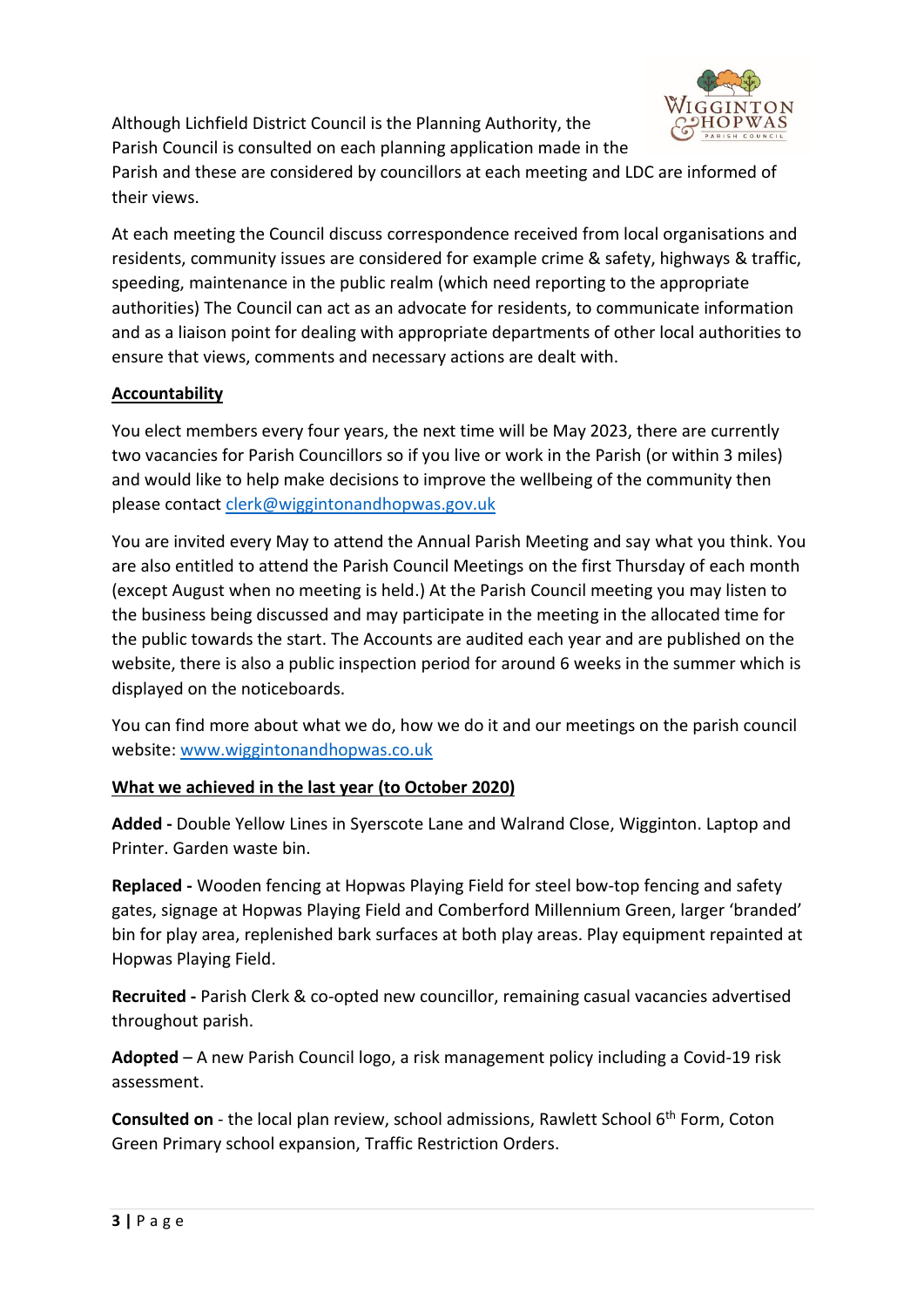Although Lichfield District Council is the Planning Authority, the Parish Council is consulted on each planning application made in the Parish and these are considered by councillors at each meeting and LDC are informed of their views.

At each meeting the Council discuss correspondence received from local organisations and residents, community issues are considered for example crime & safety, highways & traffic, speeding, maintenance in the public realm (which need reporting to the appropriate authorities) The Council can act as an advocate for residents, to communicate information and as a liaison point for dealing with appropriate departments of other local authorities to ensure that views, comments and necessary actions are dealt with.

**Accountability**

You elect members every four years, the next time will be May 2023, there are currently two vacancies for Parish Councillors so if you live or work in the Parish (or within 3 miles) and would like to help make decisions to improve the wellbeing of the community then please contact clerk@wiggintonandhopwas.gov.uk

You are invited every May to attend the Annual Parish Meeting and say what you think. You are also entitled to attend the Parish Council Meetings on the first Thursday of each month (except August when no meeting is held.) At the Parish Council meeting you may listen to the business being discussed and may participate in the meeting in the allocated time for the public towards the start. The Accounts are audited each year and are published on the website, there is also a public inspection period for around 6 weeks in the summer which is displayed on the noticeboards.

You can find more about what we do, how we do it and our meetings on the parish council website: www.wiggintonandhopwas.co.uk

**What we achieved in the last year (to October 2020)**

**Added -** Double Yellow Lines in Syerscote Lane and Walrand Close, Wigginton. Laptop and Printer. Garden waste bin.

**Replaced -** Wooden fencing at Hopwas Playing Field for steel bow-top fencing and safety gates, signage at Hopwas Playing Field and Comberford Millennium Green, larger 'branded' bin for play area, replenished bark surfaces at both play areas. Play equipment repainted at Hopwas Playing Field.

**Recruited -** Parish Clerk & co-opted new councillor, remaining casual vacancies advertised throughout parish.

**Adopted** – A new Parish Council logo, a risk management policy including a Covid-19 risk assessment.

**Consulted on** - the local plan review, school admissions, Rawlett School 6th Form, Coton Green Primary school expansion, Traffic Restriction Orders.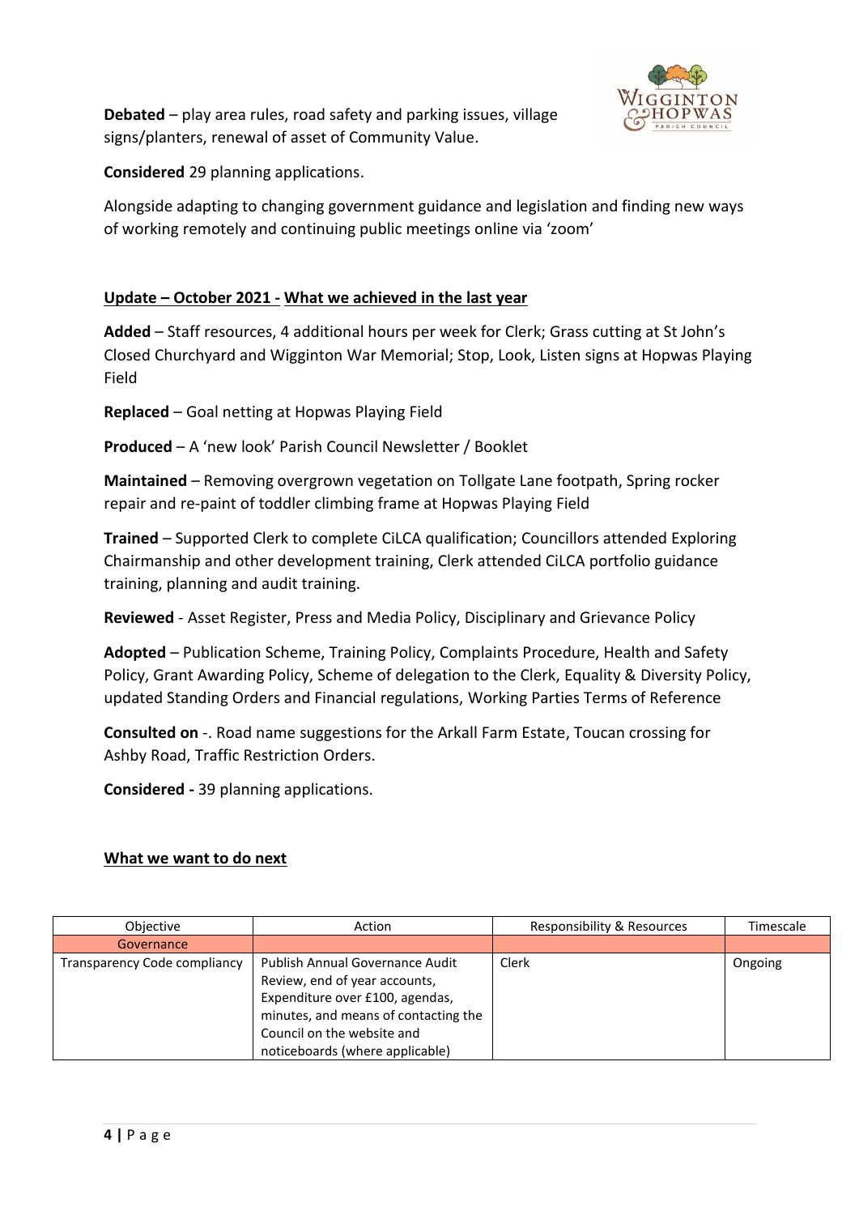**Debated** – play area rules, road safety and parking issues, village signs/planters, renewal of asset of Community Value.

**Considered** 29 planning applications.

Alongside adapting to changing government guidance and legislation and finding new ways of working remotely and continuing public meetings online via 'zoom'

## Update – October 2021 - What we achieved in the last year

**Added** – Staff resources, 4 additional hours per week for Clerk; Grass cutting at St John's Closed Churchyard and Wigginton War Memorial; Stop, Look, Listen signs at Hopwas Playing Field

**Replaced** – Goal netting at Hopwas Playing Field

**Produced** – A 'new look' Parish Council Newsletter / Booklet

**Maintained** – Removing overgrown vegetation on Tollgate Lane footpath, Spring rocker repair and re-paint of toddler climbing frame at Hopwas Playing Field

**Trained** – Supported Clerk to complete CiLCA qualification; Councillors attended Exploring Chairmanship and other development training, Clerk attended CiLCA portfolio guidance training, planning and audit training.

**Reviewed** - Asset Register, Press and Media Policy, Disciplinary and Grievance Policy

**Adopted** – Publication Scheme, Training Policy, Complaints Procedure, Health and Safety Policy, Grant Awarding Policy, Scheme of delegation to the Clerk, Equality & Diversity Policy, updated Standing Orders and Financial regulations, Working Parties Terms of Reference

**Consulted on** -. Road name suggestions for the Arkall Farm Estate, Toucan crossing for Ashby Road, Traffic Restriction Orders.

**Considered -** 39 planning applications.

## What we want to do next

| Objective | Action | Responsibility & Resources | Timescale |
|---|---|---|---|
| Governance | | | |
| Transparency Code compliancy | Publish Annual Governance Audit Review, end of year accounts, Expenditure over £100, agendas, minutes, and means of contacting the Council on the website and noticeboards (where applicable) | Clerk | Ongoing |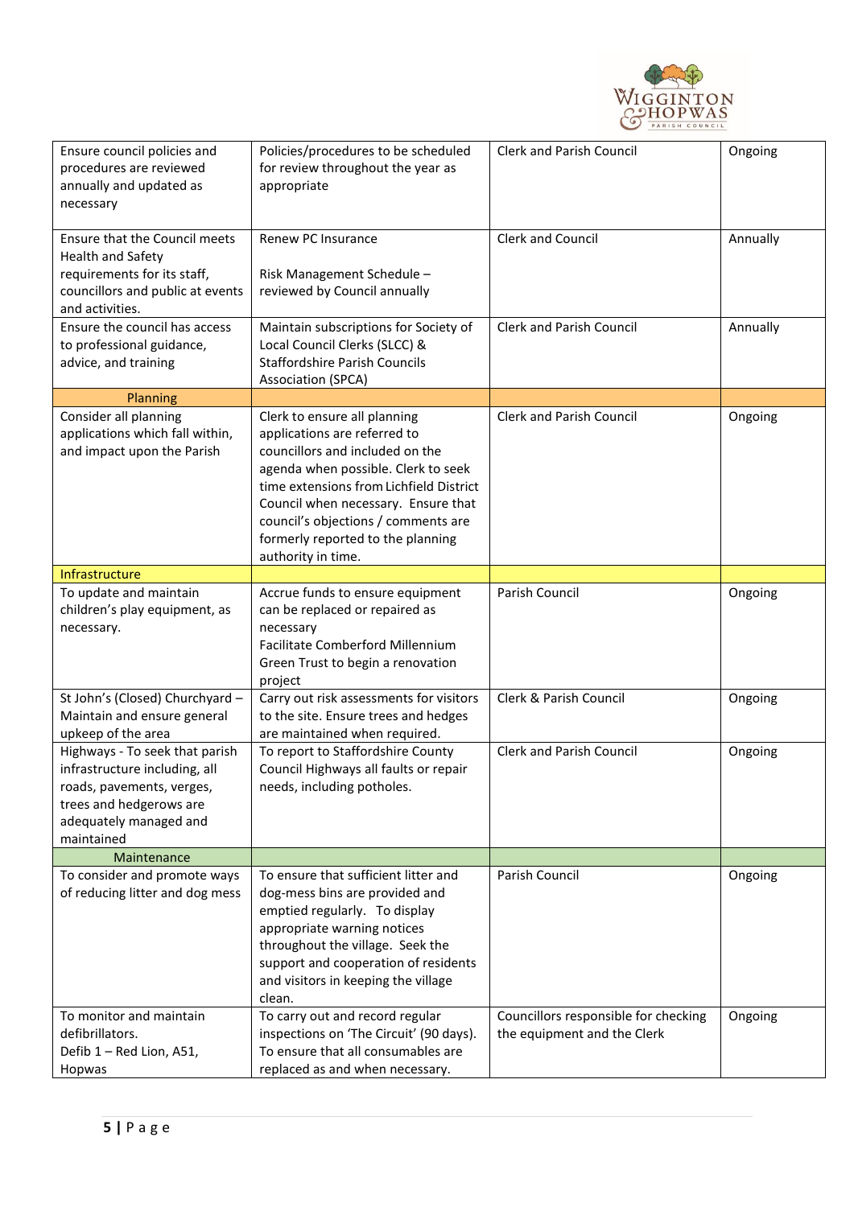| | | | |
|---|---|---|---|
| Ensure council policies and procedures are reviewed annually and updated as necessary | Policies/procedures to be scheduled for review throughout the year as appropriate | Clerk and Parish Council | Ongoing |
| Ensure that the Council meets Health and Safety requirements for its staff, councillors and public at events and activities. | Renew PC Insurance<br><br>Risk Management Schedule – reviewed by Council annually | Clerk and Council | Annually |
| Ensure the council has access to professional guidance, advice, and training | Maintain subscriptions for Society of Local Council Clerks (SLCC) & Staffordshire Parish Councils Association (SPCA) | Clerk and Parish Council | Annually |
| Planning | | | |
| Consider all planning applications which fall within, and impact upon the Parish | Clerk to ensure all planning applications are referred to councillors and included on the agenda when possible. Clerk to seek time extensions from Lichfield District Council when necessary. Ensure that council's objections / comments are formerly reported to the planning authority in time. | Clerk and Parish Council | Ongoing |
| Infrastructure | | | |
| To update and maintain children's play equipment, as necessary. | Accrue funds to ensure equipment can be replaced or repaired as necessary<br>Facilitate Comberford Millennium Green Trust to begin a renovation project | Parish Council | Ongoing |
| St John's (Closed) Churchyard – Maintain and ensure general upkeep of the area | Carry out risk assessments for visitors to the site. Ensure trees and hedges are maintained when required. | Clerk & Parish Council | Ongoing |
| Highways - To seek that parish infrastructure including, all roads, pavements, verges, trees and hedgerows are adequately managed and maintained | To report to Staffordshire County Council Highways all faults or repair needs, including potholes. | Clerk and Parish Council | Ongoing |
| Maintenance | | | |
| To consider and promote ways of reducing litter and dog mess | To ensure that sufficient litter and dog-mess bins are provided and emptied regularly. To display appropriate warning notices throughout the village. Seek the support and cooperation of residents and visitors in keeping the village clean. | Parish Council | Ongoing |
| To monitor and maintain defibrillators.<br>Defib 1 – Red Lion, A51, Hopwas | To carry out and record regular inspections on 'The Circuit' (90 days). To ensure that all consumables are replaced as and when necessary. | Councillors responsible for checking the equipment and the Clerk | Ongoing |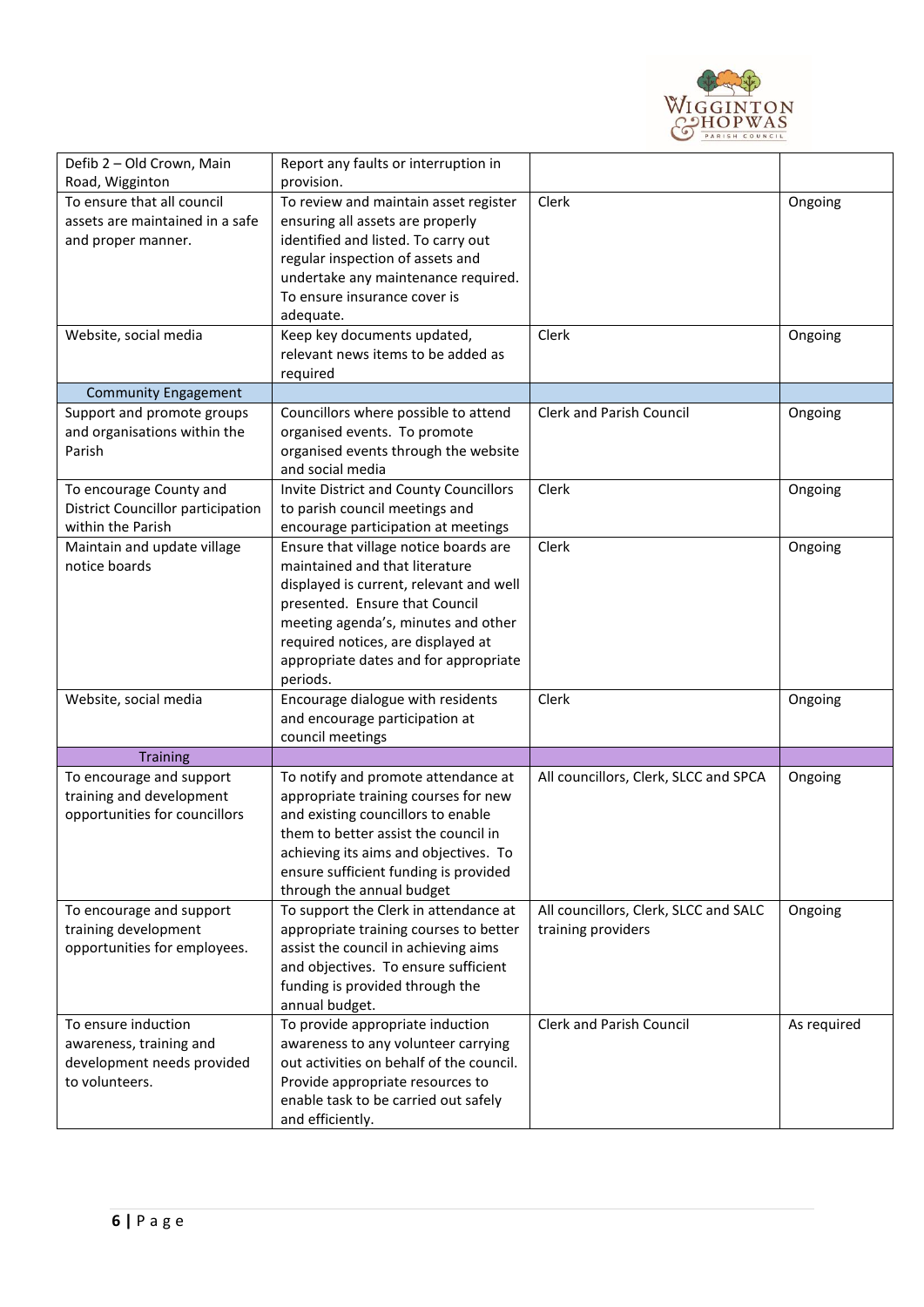| | | | |
|---|---|---|---|
| Defib 2 – Old Crown, Main Road, Wigginton | Report any faults or interruption in provision. | | |
| To ensure that all council assets are maintained in a safe and proper manner. | To review and maintain asset register ensuring all assets are properly identified and listed. To carry out regular inspection of assets and undertake any maintenance required. To ensure insurance cover is adequate. | Clerk | Ongoing |
| Website, social media | Keep key documents updated, relevant news items to be added as required | Clerk | Ongoing |
| Community Engagement | | | |
| Support and promote groups and organisations within the Parish | Councillors where possible to attend organised events. To promote organised events through the website and social media | Clerk and Parish Council | Ongoing |
| To encourage County and District Councillor participation within the Parish | Invite District and County Councillors to parish council meetings and encourage participation at meetings | Clerk | Ongoing |
| Maintain and update village notice boards | Ensure that village notice boards are maintained and that literature displayed is current, relevant and well presented. Ensure that Council meeting agenda's, minutes and other required notices, are displayed at appropriate dates and for appropriate periods. | Clerk | Ongoing |
| Website, social media | Encourage dialogue with residents and encourage participation at council meetings | Clerk | Ongoing |
| Training | | | |
| To encourage and support training and development opportunities for councillors | To notify and promote attendance at appropriate training courses for new and existing councillors to enable them to better assist the council in achieving its aims and objectives. To ensure sufficient funding is provided through the annual budget | All councillors, Clerk, SLCC and SPCA | Ongoing |
| To encourage and support training development opportunities for employees. | To support the Clerk in attendance at appropriate training courses to better assist the council in achieving aims and objectives. To ensure sufficient funding is provided through the annual budget. | All councillors, Clerk, SLCC and SALC training providers | Ongoing |
| To ensure induction awareness, training and development needs provided to volunteers. | To provide appropriate induction awareness to any volunteer carrying out activities on behalf of the council. Provide appropriate resources to enable task to be carried out safely and efficiently. | Clerk and Parish Council | As required |